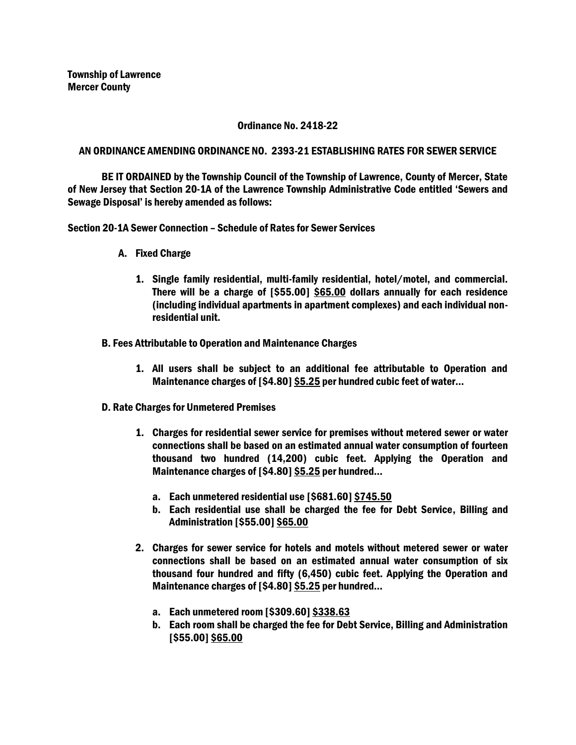**Township of Lawrence**
**Mercer County**

**Ordinance No. 2418-22**

**AN ORDINANCE AMENDING ORDINANCE NO. 2393-21 ESTABLISHING RATES FOR SEWER SERVICE**

**BE IT ORDAINED by the Township Council of the Township of Lawrence, County of Mercer, State of New Jersey that Section 20-1A of the Lawrence Township Administrative Code entitled 'Sewers and Sewage Disposal' is hereby amended as follows:**

**Section 20-1A Sewer Connection – Schedule of Rates for Sewer Services**

**A. Fixed Charge**

1. **Single family residential, multi-family residential, hotel/motel, and commercial. There will be a charge of [$55.00] <u>$65.00</u> dollars annually for each residence (including individual apartments in apartment complexes) and each individual non-residential unit.**

**B. Fees Attributable to Operation and Maintenance Charges**

1. **All users shall be subject to an additional fee attributable to Operation and Maintenance charges of [$4.80] <u>$5.25</u> per hundred cubic feet of water…**

**D. Rate Charges for Unmetered Premises**

1. **Charges for residential sewer service for premises without metered sewer or water connections shall be based on an estimated annual water consumption of fourteen thousand two hundred (14,200) cubic feet. Applying the Operation and Maintenance charges of [$4.80] <u>$5.25</u> per hundred…**

   a. **Each unmetered residential use [$681.60] <u>$745.50</u>**
   
   b. **Each residential use shall be charged the fee for Debt Service, Billing and Administration [$55.00] <u>$65.00</u>**

2. **Charges for sewer service for hotels and motels without metered sewer or water connections shall be based on an estimated annual water consumption of six thousand four hundred and fifty (6,450) cubic feet. Applying the Operation and Maintenance charges of [$4.80] <u>$5.25</u> per hundred…**

   a. **Each unmetered room [$309.60] <u>$338.63</u>**
   
   b. **Each room shall be charged the fee for Debt Service, Billing and Administration [$55.00] <u>$65.00</u>**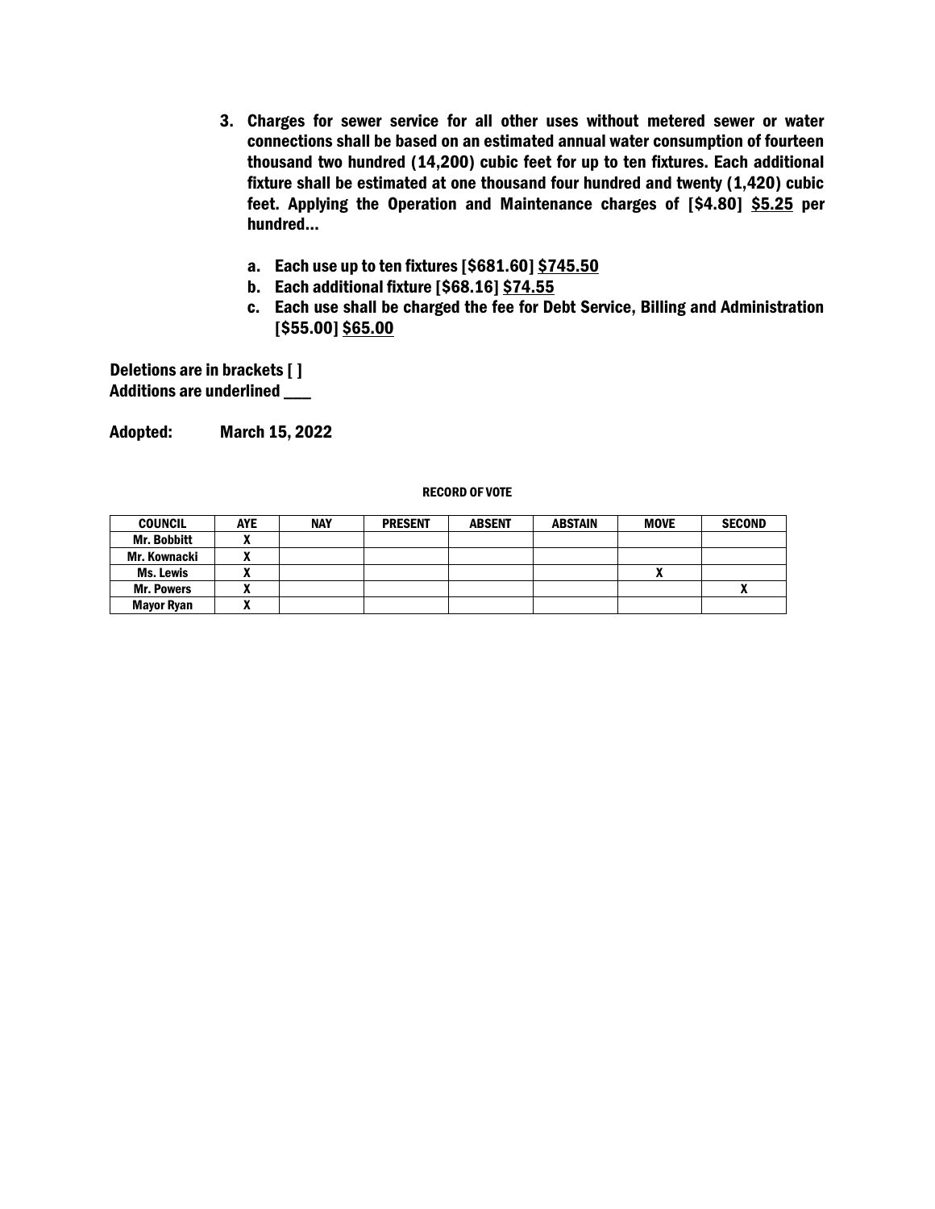3. **Charges for sewer service for all other uses without metered sewer or water connections shall be based on an estimated annual water consumption of fourteen thousand two hundred (14,200) cubic feet for up to ten fixtures. Each additional fixture shall be estimated at one thousand four hundred and twenty (1,420) cubic feet. Applying the Operation and Maintenance charges of [$4.80] <u>$5.25</u> per hundred…**

   a. **Each use up to ten fixtures [$681.60] <u>$745.50</u>**
   b. **Each additional fixture [$68.16] <u>$74.55</u>**
   c. **Each use shall be charged the fee for Debt Service, Billing and Administration [$55.00] <u>$65.00</u>**

**Deletions are in brackets [ ]**
**Additions are underlined ___**

**Adopted: March 15, 2022**

**RECORD OF VOTE**

| COUNCIL | AYE | NAY | PRESENT | ABSENT | ABSTAIN | MOVE | SECOND |
|---|---|---|---|---|---|---|---|
| Mr. Bobbitt | X | | | | | | |
| Mr. Kownacki | X | | | | | | |
| Ms. Lewis | X | | | | | X | |
| Mr. Powers | X | | | | | | X |
| Mayor Ryan | X | | | | | | |